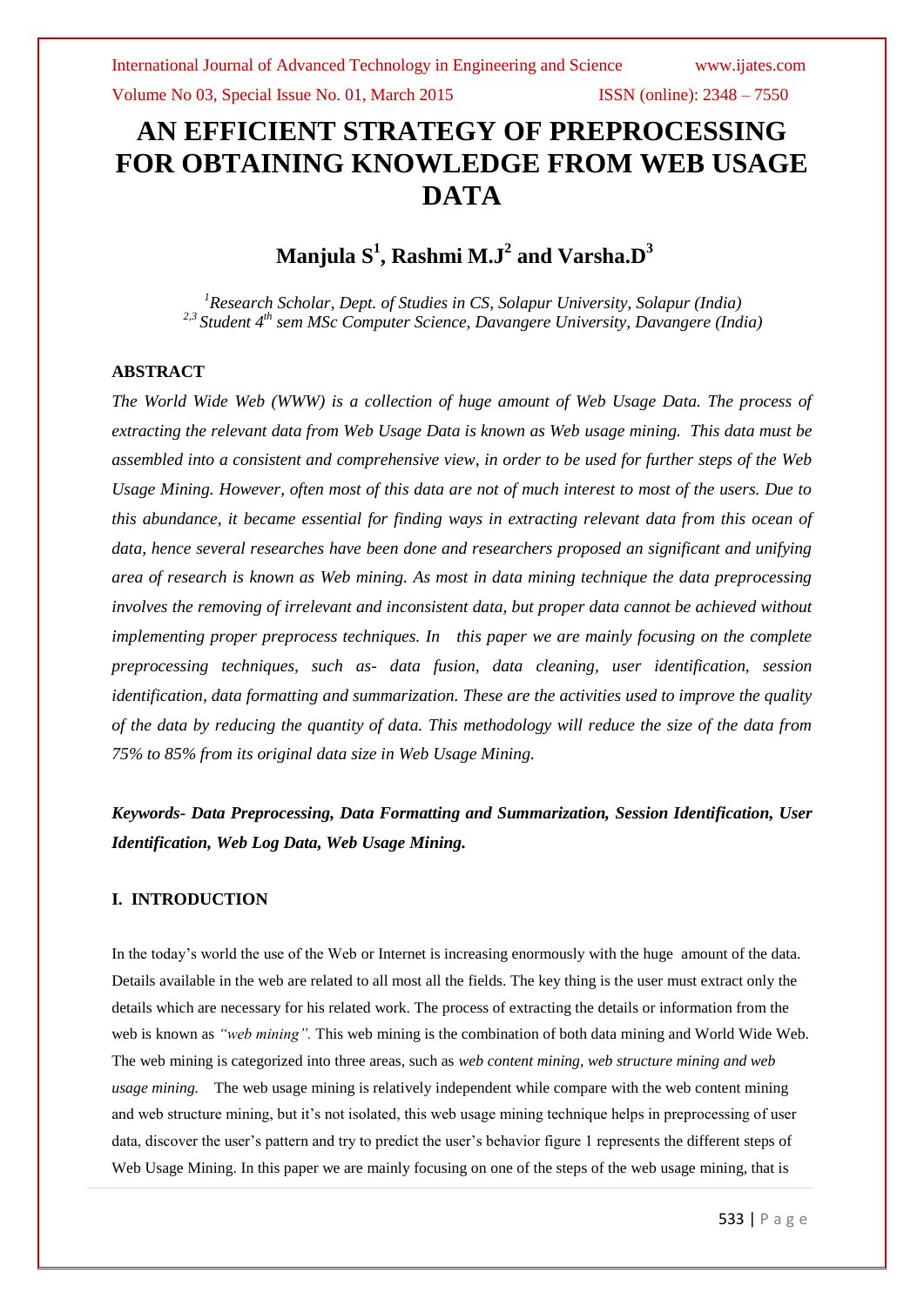# AN EFFICIENT STRATEGY OF PREPROCESSING FOR OBTAINING KNOWLEDGE FROM WEB USAGE DATA

## Manjula S[1], Rashmi M.J[2] and Varsha.D[3]

*[1]Research Scholar, Dept. of Studies in CS, Solapur University, Solapur (India)*
*[2,3] Student 4th sem MSc Computer Science, Davangere University, Davangere (India)*

### ABSTRACT

*The World Wide Web (WWW) is a collection of huge amount of Web Usage Data. The process of extracting the relevant data from Web Usage Data is known as Web usage mining. This data must be assembled into a consistent and comprehensive view, in order to be used for further steps of the Web Usage Mining. However, often most of this data are not of much interest to most of the users. Due to this abundance, it became essential for finding ways in extracting relevant data from this ocean of data, hence several researches have been done and researchers proposed an significant and unifying area of research is known as Web mining. As most in data mining technique the data preprocessing involves the removing of irrelevant and inconsistent data, but proper data cannot be achieved without implementing proper preprocess techniques. In this paper we are mainly focusing on the complete preprocessing techniques, such as- data fusion, data cleaning, user identification, session identification, data formatting and summarization. These are the activities used to improve the quality of the data by reducing the quantity of data. This methodology will reduce the size of the data from 75% to 85% from its original data size in Web Usage Mining.*

***Keywords- Data Preprocessing, Data Formatting and Summarization, Session Identification, User Identification, Web Log Data, Web Usage Mining.***

### I. INTRODUCTION

In the today's world the use of the Web or Internet is increasing enormously with the huge amount of the data. Details available in the web are related to all most all the fields. The key thing is the user must extract only the details which are necessary for his related work. The process of extracting the details or information from the web is known as *"web mining".* This web mining is the combination of both data mining and World Wide Web. The web mining is categorized into three areas, such as *web content mining, web structure mining and web usage mining.* The web usage mining is relatively independent while compare with the web content mining and web structure mining, but it's not isolated, this web usage mining technique helps in preprocessing of user data, discover the user's pattern and try to predict the user's behavior figure 1 represents the different steps of Web Usage Mining. In this paper we are mainly focusing on one of the steps of the web usage mining, that is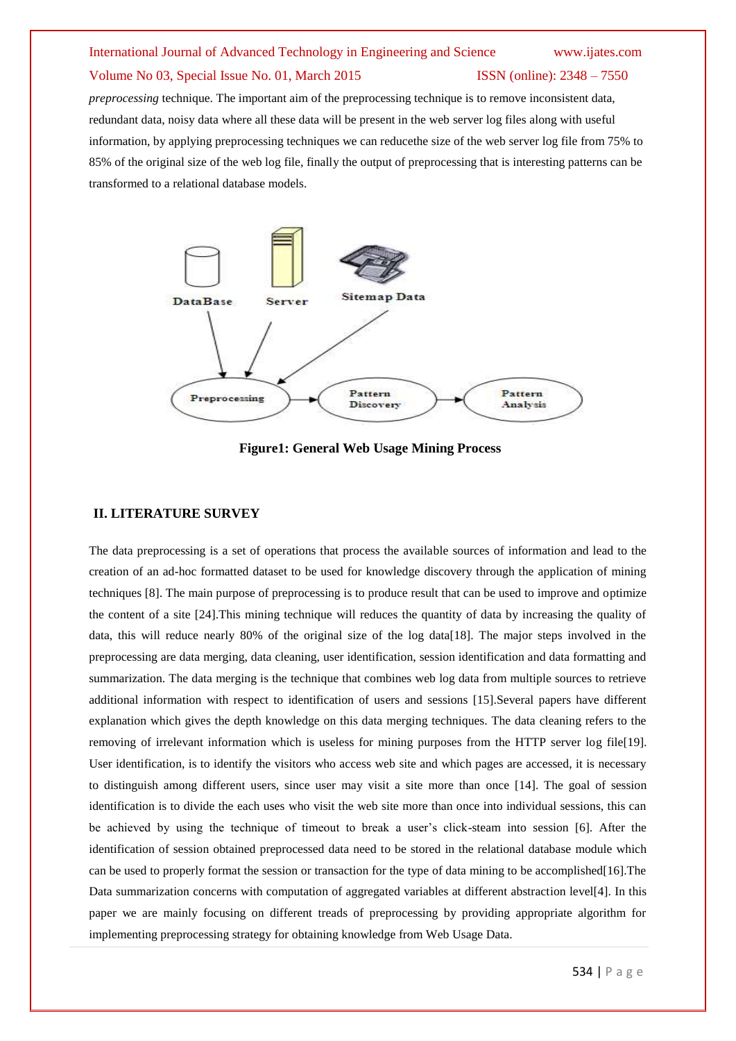*preprocessing* technique. The important aim of the preprocessing technique is to remove inconsistent data, redundant data, noisy data where all these data will be present in the web server log files along with useful information, by applying preprocessing techniques we can reducethe size of the web server log file from 75% to 85% of the original size of the web log file, finally the output of preprocessing that is interesting patterns can be transformed to a relational database models.

**Figure1: General Web Usage Mining Process**

## II. LITERATURE SURVEY

The data preprocessing is a set of operations that process the available sources of information and lead to the creation of an ad-hoc formatted dataset to be used for knowledge discovery through the application of mining techniques [8]. The main purpose of preprocessing is to produce result that can be used to improve and optimize the content of a site [24].This mining technique will reduces the quantity of data by increasing the quality of data, this will reduce nearly 80% of the original size of the log data[18]. The major steps involved in the preprocessing are data merging, data cleaning, user identification, session identification and data formatting and summarization. The data merging is the technique that combines web log data from multiple sources to retrieve additional information with respect to identification of users and sessions [15].Several papers have different explanation which gives the depth knowledge on this data merging techniques. The data cleaning refers to the removing of irrelevant information which is useless for mining purposes from the HTTP server log file[19]. User identification, is to identify the visitors who access web site and which pages are accessed, it is necessary to distinguish among different users, since user may visit a site more than once [14]. The goal of session identification is to divide the each uses who visit the web site more than once into individual sessions, this can be achieved by using the technique of timeout to break a user's click-steam into session [6]. After the identification of session obtained preprocessed data need to be stored in the relational database module which can be used to properly format the session or transaction for the type of data mining to be accomplished[16].The Data summarization concerns with computation of aggregated variables at different abstraction level[4]. In this paper we are mainly focusing on different treads of preprocessing by providing appropriate algorithm for implementing preprocessing strategy for obtaining knowledge from Web Usage Data.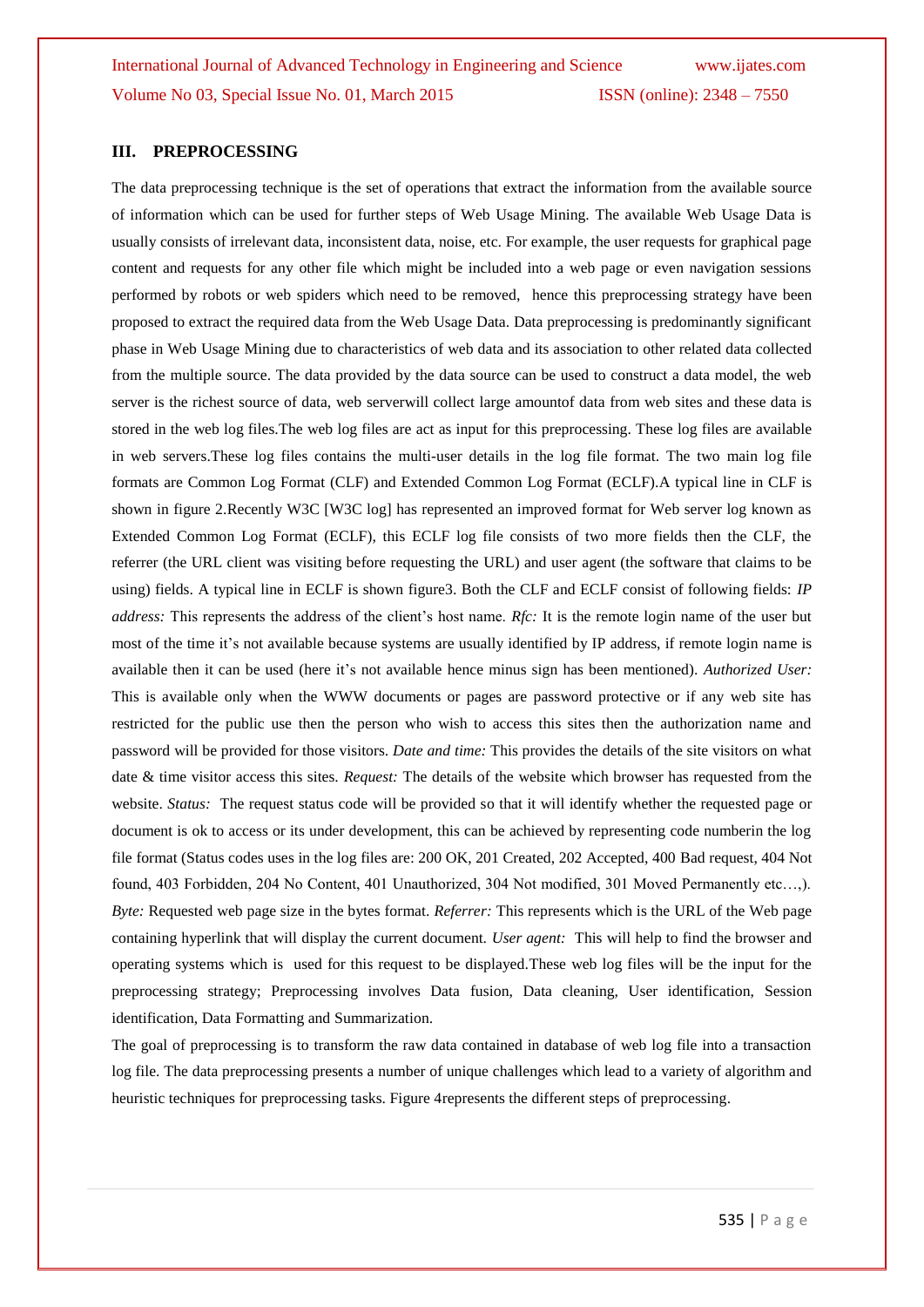### III. PREPROCESSING

The data preprocessing technique is the set of operations that extract the information from the available source of information which can be used for further steps of Web Usage Mining. The available Web Usage Data is usually consists of irrelevant data, inconsistent data, noise, etc. For example, the user requests for graphical page content and requests for any other file which might be included into a web page or even navigation sessions performed by robots or web spiders which need to be removed, hence this preprocessing strategy have been proposed to extract the required data from the Web Usage Data. Data preprocessing is predominantly significant phase in Web Usage Mining due to characteristics of web data and its association to other related data collected from the multiple source. The data provided by the data source can be used to construct a data model, the web server is the richest source of data, web serverwill collect large amountof data from web sites and these data is stored in the web log files.The web log files are act as input for this preprocessing. These log files are available in web servers.These log files contains the multi-user details in the log file format. The two main log file formats are Common Log Format (CLF) and Extended Common Log Format (ECLF).A typical line in CLF is shown in figure 2.Recently W3C [W3C log] has represented an improved format for Web server log known as Extended Common Log Format (ECLF), this ECLF log file consists of two more fields then the CLF, the referrer (the URL client was visiting before requesting the URL) and user agent (the software that claims to be using) fields. A typical line in ECLF is shown figure3. Both the CLF and ECLF consist of following fields: *IP address:* This represents the address of the client's host name. *Rfc:* It is the remote login name of the user but most of the time it's not available because systems are usually identified by IP address, if remote login name is available then it can be used (here it's not available hence minus sign has been mentioned). *Authorized User:* This is available only when the WWW documents or pages are password protective or if any web site has restricted for the public use then the person who wish to access this sites then the authorization name and password will be provided for those visitors. *Date and time:* This provides the details of the site visitors on what date & time visitor access this sites. *Request:* The details of the website which browser has requested from the website. *Status:* The request status code will be provided so that it will identify whether the requested page or document is ok to access or its under development, this can be achieved by representing code numberin the log file format (Status codes uses in the log files are: 200 OK, 201 Created, 202 Accepted, 400 Bad request, 404 Not found, 403 Forbidden, 204 No Content, 401 Unauthorized, 304 Not modified, 301 Moved Permanently etc…,). *Byte:* Requested web page size in the bytes format. *Referrer:* This represents which is the URL of the Web page containing hyperlink that will display the current document. *User agent:* This will help to find the browser and operating systems which is used for this request to be displayed.These web log files will be the input for the preprocessing strategy; Preprocessing involves Data fusion, Data cleaning, User identification, Session identification, Data Formatting and Summarization.

The goal of preprocessing is to transform the raw data contained in database of web log file into a transaction log file. The data preprocessing presents a number of unique challenges which lead to a variety of algorithm and heuristic techniques for preprocessing tasks. Figure 4represents the different steps of preprocessing.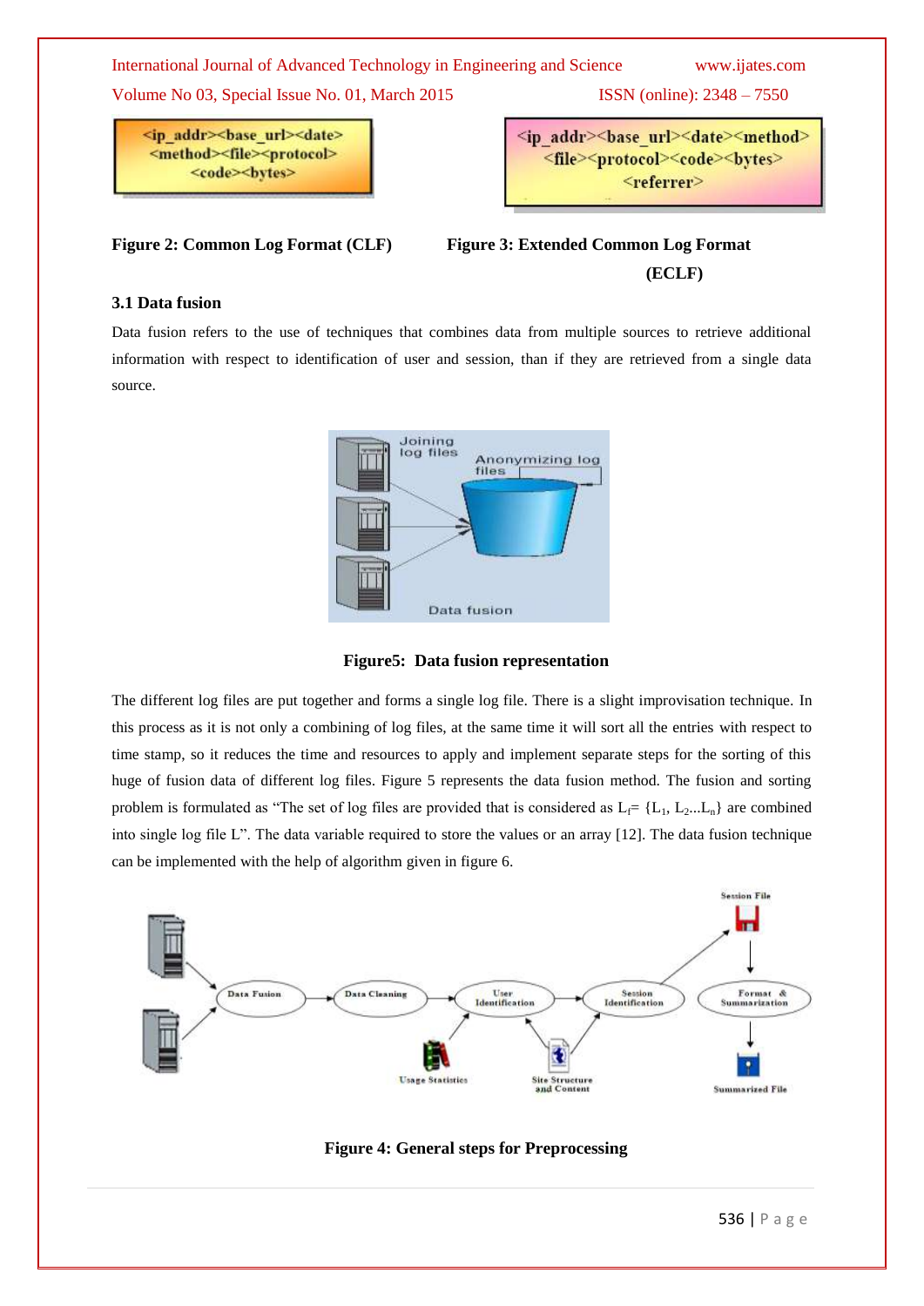<ip_addr><base_url><date><method><file><protocol><code><bytes>

**Figure 2: Common Log Format (CLF)**

<ip_addr><base_url><date><method><file><protocol><code><bytes><referrer>

**Figure 3: Extended Common Log Format (ECLF)**

### 3.1 Data fusion

Data fusion refers to the use of techniques that combines data from multiple sources to retrieve additional information with respect to identification of user and session, than if they are retrieved from a single data source.

**Figure5: Data fusion representation**

The different log files are put together and forms a single log file. There is a slight improvisation technique. In this process as it is not only a combining of log files, at the same time it will sort all the entries with respect to time stamp, so it reduces the time and resources to apply and implement separate steps for the sorting of this huge of fusion data of different log files. Figure 5 represents the data fusion method. The fusion and sorting problem is formulated as "The set of log files are provided that is considered as $L_f = \{L_1, L_2 ... L_n\}$ are combined into single log file L". The data variable required to store the values or an array [12]. The data fusion technique can be implemented with the help of algorithm given in figure 6.

**Figure 4: General steps for Preprocessing**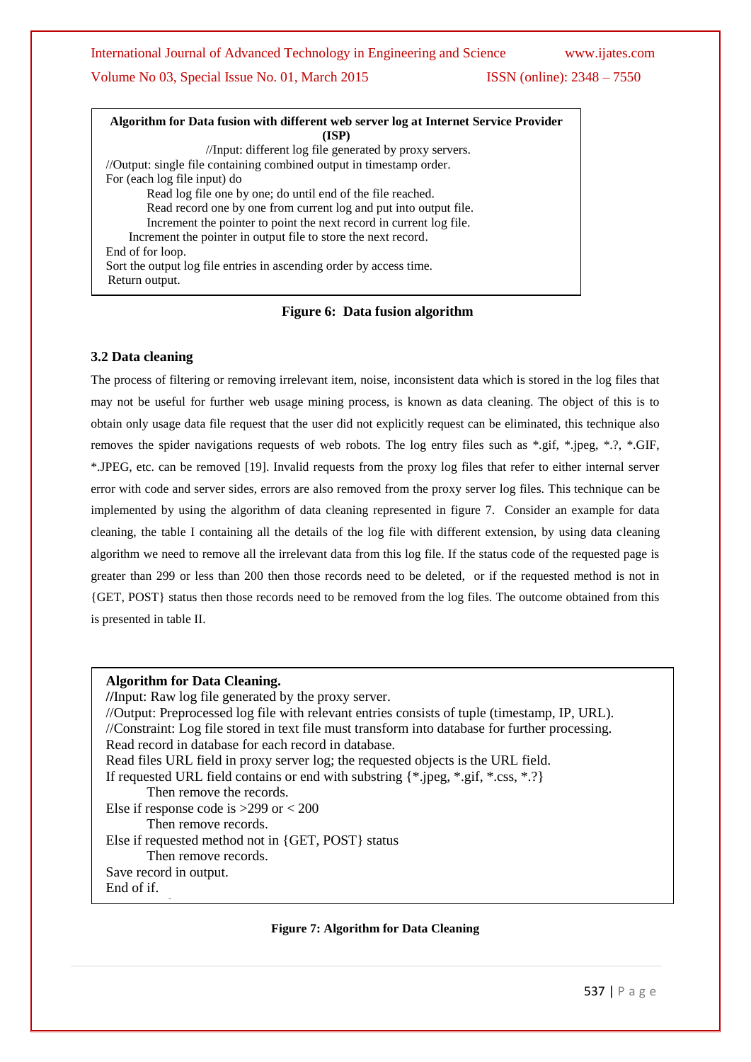**Algorithm for Data fusion with different web server log at Internet Service Provider (ISP)**

//Input: different log file generated by proxy servers.
//Output: single file containing combined output in timestamp order.
For (each log file input) do
    Read log file one by one; do until end of the file reached.
    Read record one by one from current log and put into output file.
    Increment the pointer to point the next record in current log file.
    Increment the pointer in output file to store the next record.
End of for loop.
Sort the output log file entries in ascending order by access time.
Return output.

**Figure 6: Data fusion algorithm**

### 3.2 Data cleaning

The process of filtering or removing irrelevant item, noise, inconsistent data which is stored in the log files that may not be useful for further web usage mining process, is known as data cleaning. The object of this is to obtain only usage data file request that the user did not explicitly request can be eliminated, this technique also removes the spider navigations requests of web robots. The log entry files such as *.gif, *.jpeg, *.?, *.GIF, *.JPEG, etc. can be removed [19]. Invalid requests from the proxy log files that refer to either internal server error with code and server sides, errors are also removed from the proxy server log files. This technique can be implemented by using the algorithm of data cleaning represented in figure 7. Consider an example for data cleaning, the table I containing all the details of the log file with different extension, by using data cleaning algorithm we need to remove all the irrelevant data from this log file. If the status code of the requested page is greater than 299 or less than 200 then those records need to be deleted, or if the requested method is not in {GET, POST} status then those records need to be removed from the log files. The outcome obtained from this is presented in table II.

**Algorithm for Data Cleaning.**
//Input: Raw log file generated by the proxy server.
//Output: Preprocessed log file with relevant entries consists of tuple (timestamp, IP, URL).
//Constraint: Log file stored in text file must transform into database for further processing.
Read record in database for each record in database.
Read files URL field in proxy server log; the requested objects is the URL field.
If requested URL field contains or end with substring {*.jpeg, *.gif, *.css, *.?}
    Then remove the records.
Else if response code is >299 or < 200
    Then remove records.
Else if requested method not in {GET, POST} status
    Then remove records.
Save record in output.
End of if.

**Figure 7: Algorithm for Data Cleaning**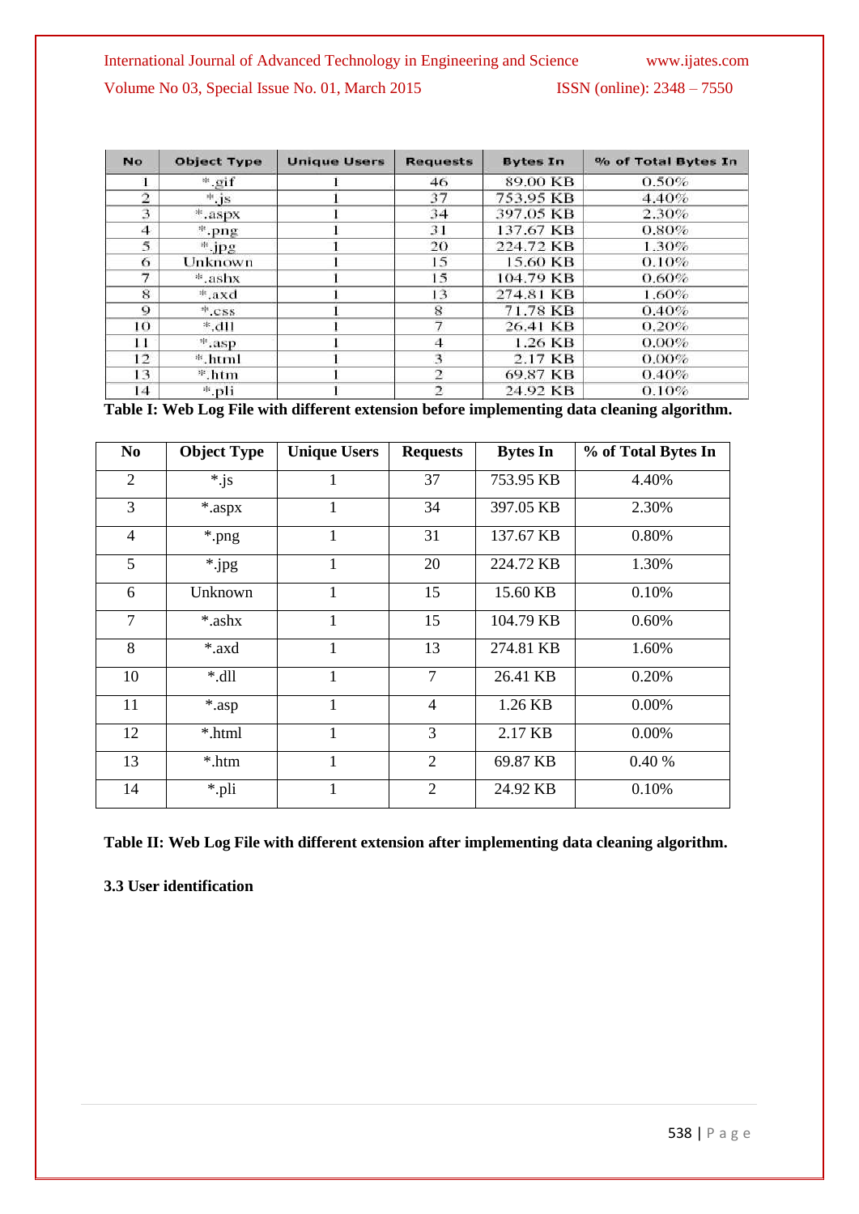| No | Object Type | Unique Users | Requests | Bytes In | % of Total Bytes In |
|---|---|---|---|---|---|
| 1 | *.gif | 1 | 46 | 89.00 KB | 0.50% |
| 2 | *.js | 1 | 37 | 753.95 KB | 4.40% |
| 3 | *.aspx | 1 | 34 | 397.05 KB | 2.30% |
| 4 | *.png | 1 | 31 | 137.67 KB | 0.80% |
| 5 | *.jpg | 1 | 20 | 224.72 KB | 1.30% |
| 6 | Unknown | 1 | 15 | 15.60 KB | 0.10% |
| 7 | *.ashx | 1 | 15 | 104.79 KB | 0.60% |
| 8 | *.axd | 1 | 13 | 274.81 KB | 1.60% |
| 9 | *.css | 1 | 8 | 71.78 KB | 0.40% |
| 10 | *.dll | 1 | 7 | 26.41 KB | 0.20% |
| 11 | *.asp | 1 | 4 | 1.26 KB | 0.00% |
| 12 | *.html | 1 | 3 | 2.17 KB | 0.00% |
| 13 | *.htm | 1 | 2 | 69.87 KB | 0.40% |
| 14 | *.pli | 1 | 2 | 24.92 KB | 0.10% |

**Table I: Web Log File with different extension before implementing data cleaning algorithm.**

| No | Object Type | Unique Users | Requests | Bytes In | % of Total Bytes In |
|---|---|---|---|---|---|
| 2 | *.js | 1 | 37 | 753.95 KB | 4.40% |
| 3 | *.aspx | 1 | 34 | 397.05 KB | 2.30% |
| 4 | *.png | 1 | 31 | 137.67 KB | 0.80% |
| 5 | *.jpg | 1 | 20 | 224.72 KB | 1.30% |
| 6 | Unknown | 1 | 15 | 15.60 KB | 0.10% |
| 7 | *.ashx | 1 | 15 | 104.79 KB | 0.60% |
| 8 | *.axd | 1 | 13 | 274.81 KB | 1.60% |
| 10 | *.dll | 1 | 7 | 26.41 KB | 0.20% |
| 11 | *.asp | 1 | 4 | 1.26 KB | 0.00% |
| 12 | *.html | 1 | 3 | 2.17 KB | 0.00% |
| 13 | *.htm | 1 | 2 | 69.87 KB | 0.40 % |
| 14 | *.pli | 1 | 2 | 24.92 KB | 0.10% |

**Table II: Web Log File with different extension after implementing data cleaning algorithm.**

### 3.3 User identification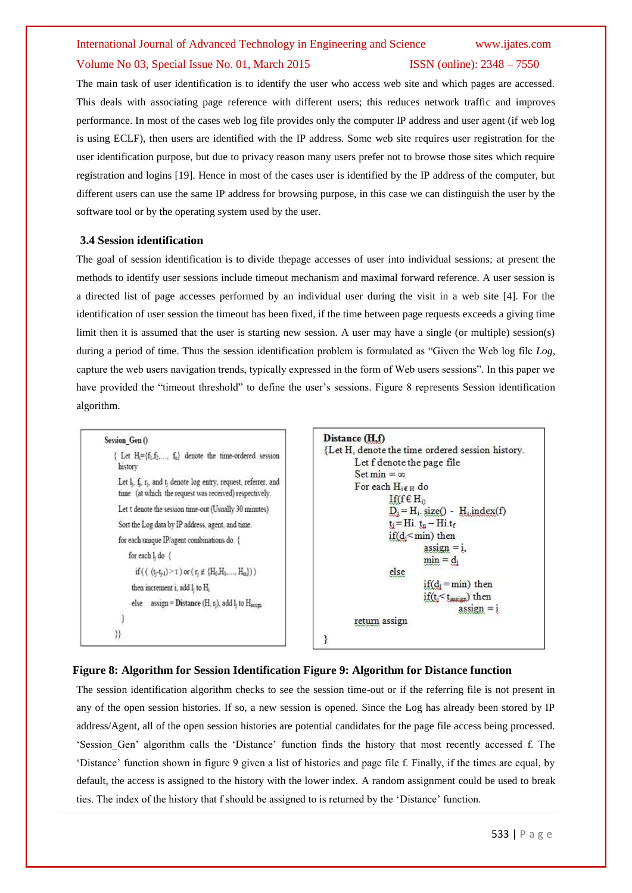The main task of user identification is to identify the user who access web site and which pages are accessed. This deals with associating page reference with different users; this reduces network traffic and improves performance. In most of the cases web log file provides only the computer IP address and user agent (if web log is using ECLF), then users are identified with the IP address. Some web site requires user registration for the user identification purpose, but due to privacy reason many users prefer not to browse those sites which require registration and logins [19]. Hence in most of the cases user is identified by the IP address of the computer, but different users can use the same IP address for browsing purpose, in this case we can distinguish the user by the software tool or by the operating system used by the user.

### 3.4 Session identification

The goal of session identification is to divide thepage accesses of user into individual sessions; at present the methods to identify user sessions include timeout mechanism and maximal forward reference. A user session is a directed list of page accesses performed by an individual user during the visit in a web site [4]. For the identification of user session the timeout has been fixed, if the time between page requests exceeds a giving time limit then it is assumed that the user is starting new session. A user may have a single (or multiple) session(s) during a period of time. Thus the session identification problem is formulated as "Given the Web log file *Log*, capture the web users navigation trends, typically expressed in the form of Web users sessions". In this paper we have provided the "timeout threshold" to define the user's sessions. Figure 8 represents Session identification algorithm.

```
Session_Gen ()
  { Let Hi={f1,f2,..., fn} denote the time-ordered session
    history
    Let lj, fj, rj, and tj denote log entry, request, referrer, and
    time (at which the request was received) respectively.
    Let τ denote the session time-out (Usually 30 minutes)
    Sort the Log data by IP address, agent, and time.
    for each unique IP/agent combinations do {
      for each lj do {
        if (( (tj-tj-1) > τ ) or ( rj ∉ {H0,H1,..., Hm}))
        then increment i, add lj to Hi
        else   assign = Distance (H, rj), add lj to Hassign
      }
  }}
```

```
Distance (H,f)
{Let H, denote the time ordered session history.
    Let f denote the page file
    Set min = ∞
    For each Hi∈H do
        If(f € Hi)
        Di = Hi. size() - Hi.index(f)
        ti = Hi. tn – Hi.tf
        if(di < min) then
            assign = i,
            min = di
        else
            if(di = min) then
            if(ti < tassign) then
                assign = i
    return assign
}
```

**Figure 8: Algorithm for Session Identification Figure 9: Algorithm for Distance function**

The session identification algorithm checks to see the session time-out or if the referring file is not present in any of the open session histories. If so, a new session is opened. Since the Log has already been stored by IP address/Agent, all of the open session histories are potential candidates for the page file access being processed. 'Session_Gen' algorithm calls the 'Distance' function finds the history that most recently accessed f. The 'Distance' function shown in figure 9 given a list of histories and page file f. Finally, if the times are equal, by default, the access is assigned to the history with the lower index. A random assignment could be used to break ties. The index of the history that f should be assigned to is returned by the 'Distance' function.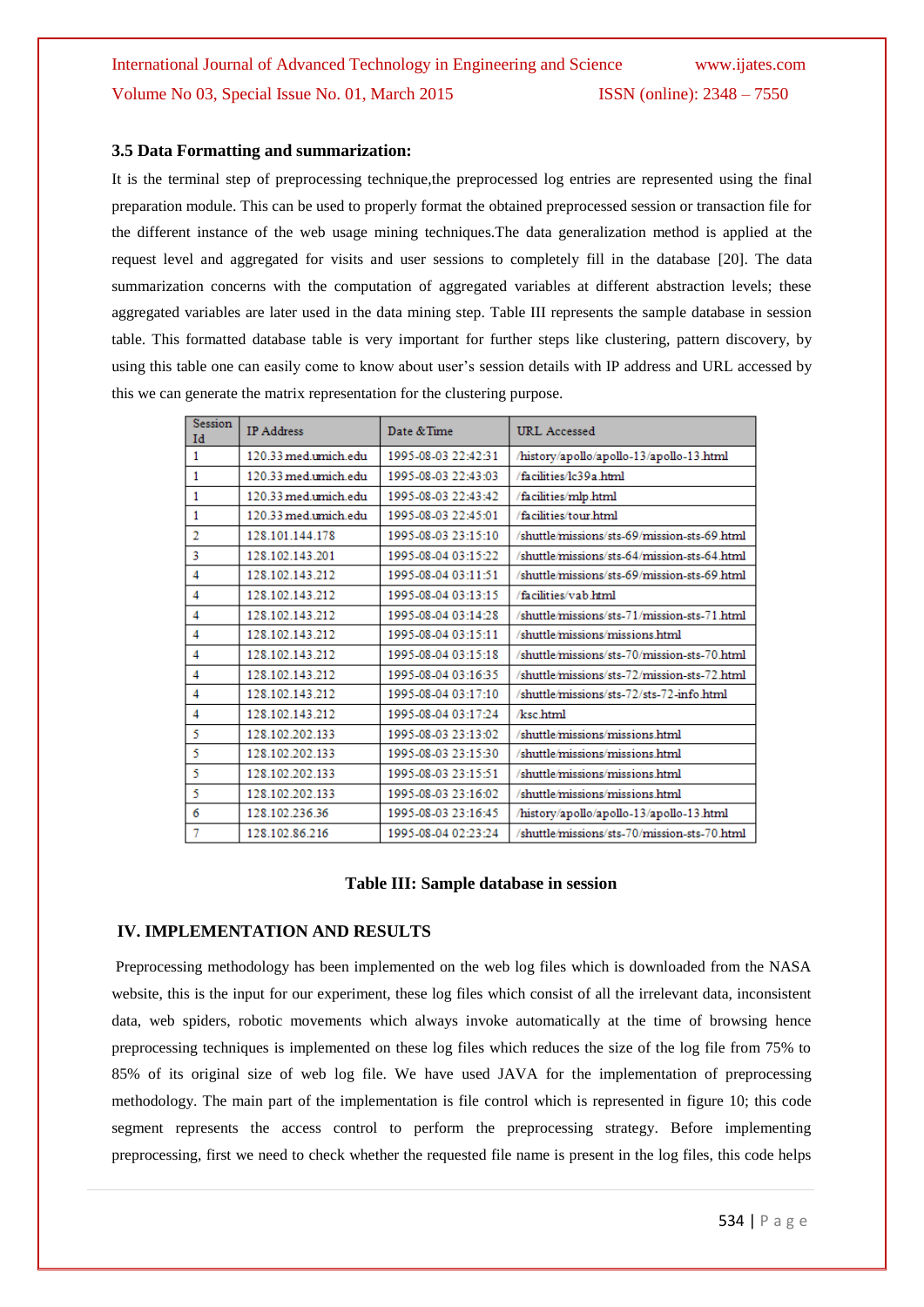### 3.5 Data Formatting and summarization:

It is the terminal step of preprocessing technique,the preprocessed log entries are represented using the final preparation module. This can be used to properly format the obtained preprocessed session or transaction file for the different instance of the web usage mining techniques.The data generalization method is applied at the request level and aggregated for visits and user sessions to completely fill in the database [20]. The data summarization concerns with the computation of aggregated variables at different abstraction levels; these aggregated variables are later used in the data mining step. Table III represents the sample database in session table. This formatted database table is very important for further steps like clustering, pattern discovery, by using this table one can easily come to know about user's session details with IP address and URL accessed by this we can generate the matrix representation for the clustering purpose.

| Session Id | IP Address | Date &Time | URL Accessed |
|---|---|---|---|
| 1 | 120.33.med.umich.edu | 1995-08-03 22:42:31 | /history/apollo/apollo-13/apollo-13.html |
| 1 | 120.33.med.umich.edu | 1995-08-03 22:43:03 | /facilities/lc39a.html |
| 1 | 120.33.med.umich.edu | 1995-08-03 22:43:42 | /facilities/mlp.html |
| 1 | 120.33.med.umich.edu | 1995-08-03 22:45:01 | /facilities/tour.html |
| 2 | 128.101.144.178 | 1995-08-03 23:15:10 | /shuttle/missions/sts-69/mission-sts-69.html |
| 3 | 128.102.143.201 | 1995-08-04 03:15:22 | /shuttle/missions/sts-64/mission-sts-64.html |
| 4 | 128.102.143.212 | 1995-08-04 03:11:51 | /shuttle/missions/sts-69/mission-sts-69.html |
| 4 | 128.102.143.212 | 1995-08-04 03:13:15 | /facilities/vab.html |
| 4 | 128.102.143.212 | 1995-08-04 03:14:28 | /shuttle/missions/sts-71/mission-sts-71.html |
| 4 | 128.102.143.212 | 1995-08-04 03:15:11 | /shuttle/missions/missions.html |
| 4 | 128.102.143.212 | 1995-08-04 03:15:18 | /shuttle/missions/sts-70/mission-sts-70.html |
| 4 | 128.102.143.212 | 1995-08-04 03:16:35 | /shuttle/missions/sts-72/mission-sts-72.html |
| 4 | 128.102.143.212 | 1995-08-04 03:17:10 | /shuttle/missions/sts-72/sts-72-info.html |
| 4 | 128.102.143.212 | 1995-08-04 03:17:24 | /ksc.html |
| 5 | 128.102.202.133 | 1995-08-03 23:13:02 | /shuttle/missions/missions.html |
| 5 | 128.102.202.133 | 1995-08-03 23:15:30 | /shuttle/missions/missions.html |
| 5 | 128.102.202.133 | 1995-08-03 23:15:51 | /shuttle/missions/missions.html |
| 5 | 128.102.202.133 | 1995-08-03 23:16:02 | /shuttle/missions/missions.html |
| 6 | 128.102.236.36 | 1995-08-03 23:16:45 | /history/apollo/apollo-13/apollo-13.html |
| 7 | 128.102.86.216 | 1995-08-04 02:23:24 | /shuttle/missions/sts-70/mission-sts-70.html |

**Table III: Sample database in session**

## IV. IMPLEMENTATION AND RESULTS

Preprocessing methodology has been implemented on the web log files which is downloaded from the NASA website, this is the input for our experiment, these log files which consist of all the irrelevant data, inconsistent data, web spiders, robotic movements which always invoke automatically at the time of browsing hence preprocessing techniques is implemented on these log files which reduces the size of the log file from 75% to 85% of its original size of web log file. We have used JAVA for the implementation of preprocessing methodology. The main part of the implementation is file control which is represented in figure 10; this code segment represents the access control to perform the preprocessing strategy. Before implementing preprocessing, first we need to check whether the requested file name is present in the log files, this code helps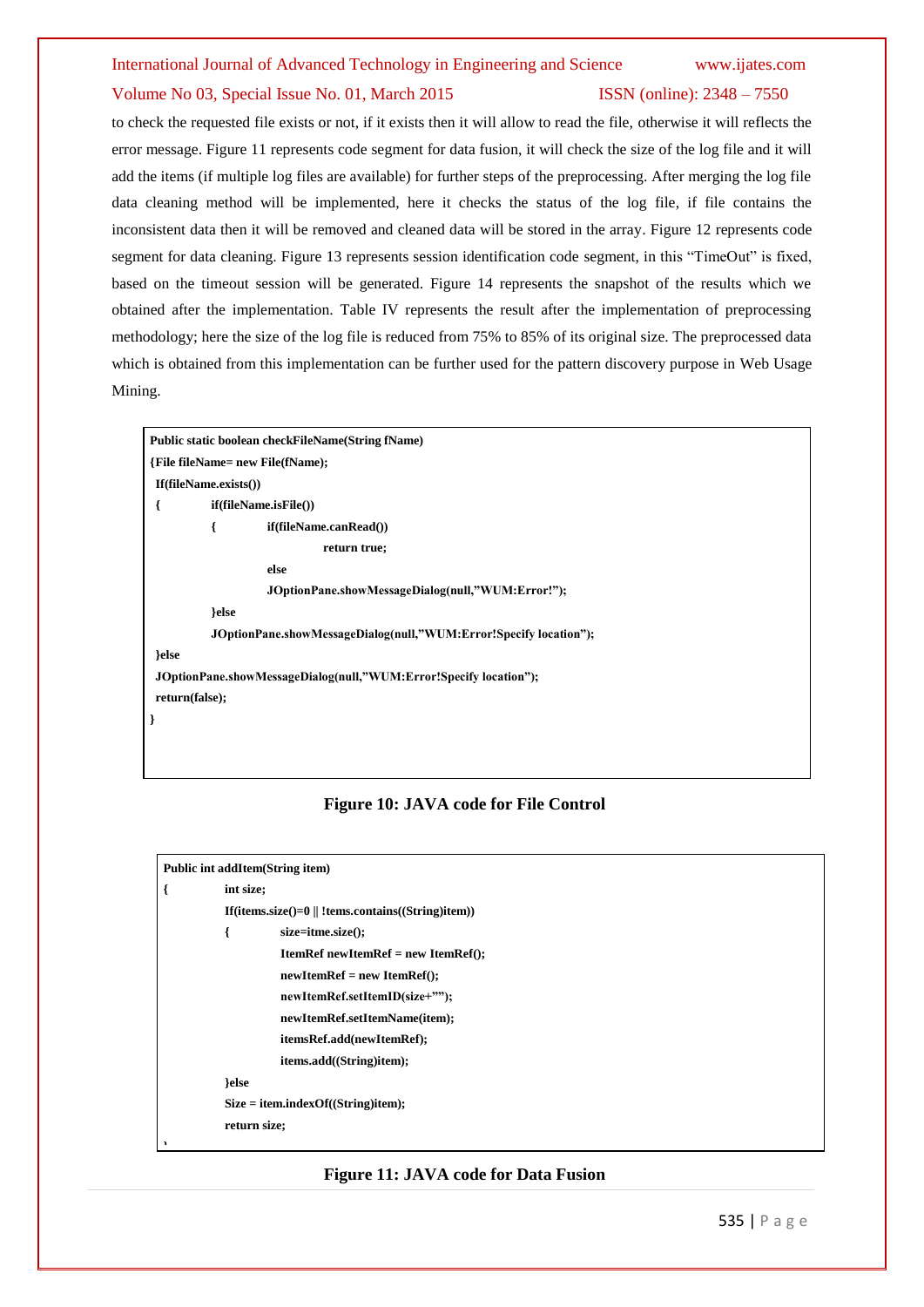to check the requested file exists or not, if it exists then it will allow to read the file, otherwise it will reflects the error message. Figure 11 represents code segment for data fusion, it will check the size of the log file and it will add the items (if multiple log files are available) for further steps of the preprocessing. After merging the log file data cleaning method will be implemented, here it checks the status of the log file, if file contains the inconsistent data then it will be removed and cleaned data will be stored in the array. Figure 12 represents code segment for data cleaning. Figure 13 represents session identification code segment, in this "TimeOut" is fixed, based on the timeout session will be generated. Figure 14 represents the snapshot of the results which we obtained after the implementation. Table IV represents the result after the implementation of preprocessing methodology; here the size of the log file is reduced from 75% to 85% of its original size. The preprocessed data which is obtained from this implementation can be further used for the pattern discovery purpose in Web Usage Mining.

```
Public static boolean checkFileName(String fName)
{File fileName= new File(fName);
 If(fileName.exists())
 {          if(fileName.isFile())
            {          if(fileName.canRead())
                                  return true;
                       else
                       JOptionPane.showMessageDialog(null,"WUM:Error!");
            }else
            JOptionPane.showMessageDialog(null,"WUM:Error!Specify location");
 }else
 JOptionPane.showMessageDialog(null,"WUM:Error!Specify location");
 return(false);
}
```

**Figure 10: JAVA code for File Control**

```
Public int addItem(String item)
{          int size;
           If(items.size()=0 || !tems.contains((String)item))
           {          size=itme.size();
                      ItemRef newItemRef = new ItemRef();
                      newItemRef = new ItemRef();
                      newItemRef.setItemID(size+"");
                      newItemRef.setItemName(item);
                      itemsRef.add(newItemRef);
                      items.add((String)item);
           }else
           Size = item.indexOf((String)item);
           return size;
}
```

**Figure 11: JAVA code for Data Fusion**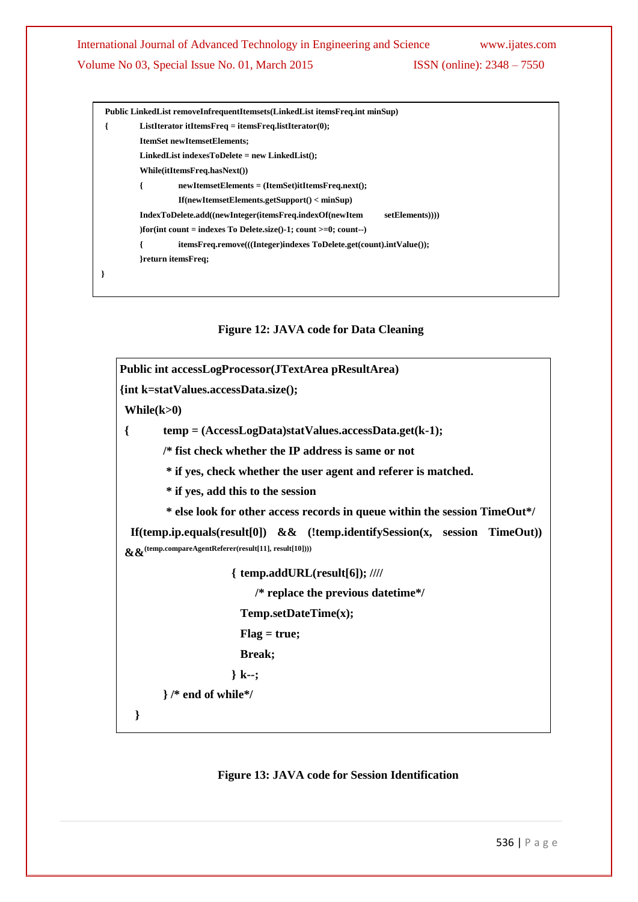```
Public LinkedList removeInfrequentItemsets(LinkedList itemsFreq.int minSup)
{          ListIterator itItemsFreq = itemsFreq.listIterator(0);
           ItemSet newItemsetElements;
           LinkedList indexesToDelete = new LinkedList();
           While(itItemsFreq.hasNext())
           {          newItemsetElements = (ItemSet)itItemsFreq.next();
                      If(newItemsetElements.getSupport() < minSup)
           IndexToDelete.add((newInteger(itemsFreq.indexOf(newItem          setElements))))
           )for(int count = indexes To Delete.size()-1; count >=0; count--)
           {          itemsFreq.remove(((Integer)indexes ToDelete.get(count).intValue());
           }return itemsFreq;
}
```

**Figure 12: JAVA code for Data Cleaning**

```
Public int accessLogProcessor(JTextArea pResultArea)
{int k=statValues.accessData.size();
 While(k>0)
 {          temp = (AccessLogData)statValues.accessData.get(k-1);
            /* fist check whether the IP address is same or not
             * if yes, check whether the user agent and referer is matched.
             * if yes, add this to the session
             * else look for other access records in queue within the session TimeOut*/
  If(temp.ip.equals(result[0])   &&   (!temp.identifySession(x,   session   TimeOut))
 &&(temp.compareAgentReferer(result[11], result[10])))
                          { temp.addURL(result[6]); ////
                               /* replace the previous datetime*/
                            Temp.setDateTime(x);
                            Flag = true;
                            Break;
                          } k--;
            } /* end of while*/
   }
```

**Figure 13: JAVA code for Session Identification**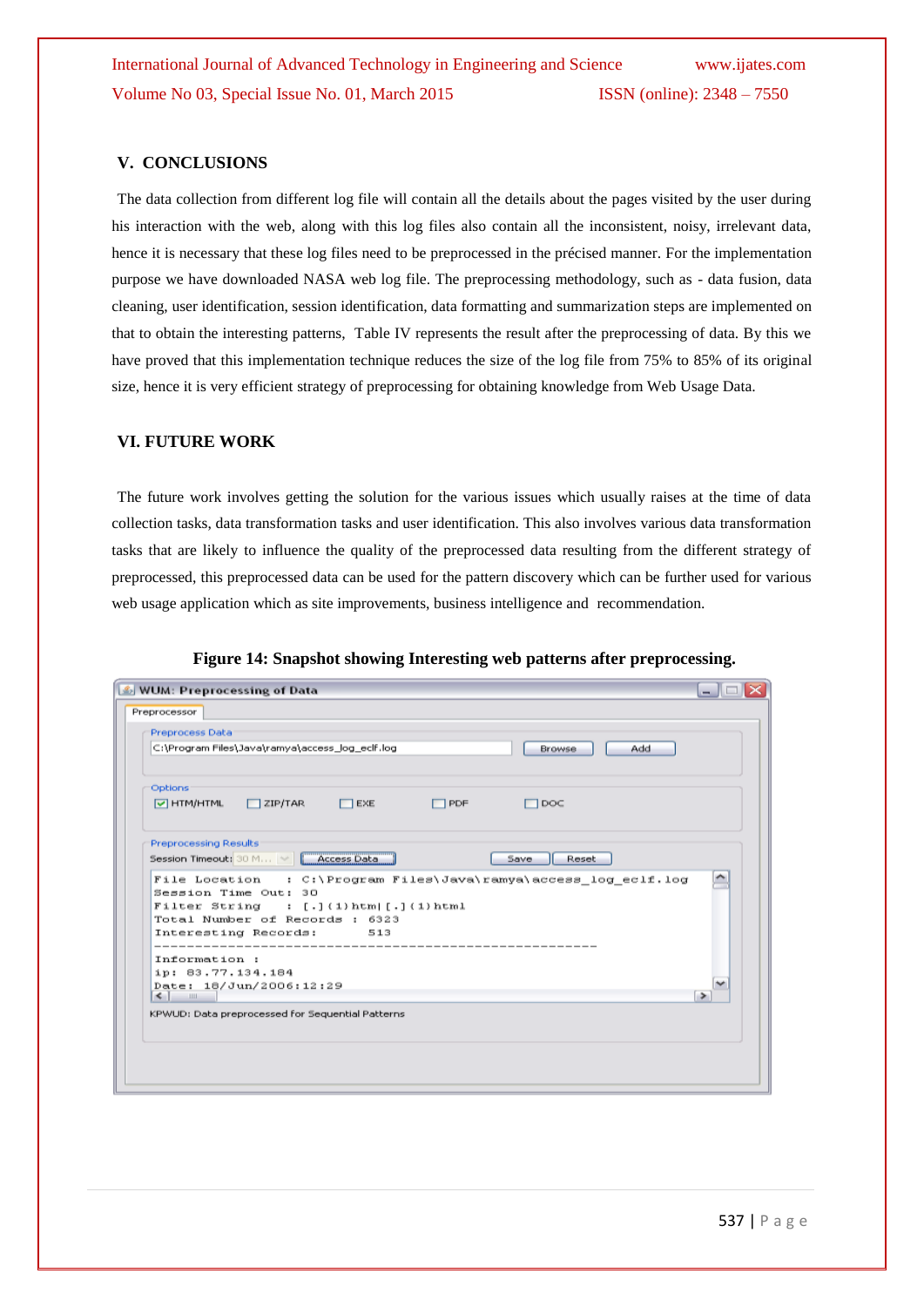## V. CONCLUSIONS

The data collection from different log file will contain all the details about the pages visited by the user during his interaction with the web, along with this log files also contain all the inconsistent, noisy, irrelevant data, hence it is necessary that these log files need to be preprocessed in the précised manner. For the implementation purpose we have downloaded NASA web log file. The preprocessing methodology, such as - data fusion, data cleaning, user identification, session identification, data formatting and summarization steps are implemented on that to obtain the interesting patterns, Table IV represents the result after the preprocessing of data. By this we have proved that this implementation technique reduces the size of the log file from 75% to 85% of its original size, hence it is very efficient strategy of preprocessing for obtaining knowledge from Web Usage Data.

## VI. FUTURE WORK

The future work involves getting the solution for the various issues which usually raises at the time of data collection tasks, data transformation tasks and user identification. This also involves various data transformation tasks that are likely to influence the quality of the preprocessed data resulting from the different strategy of preprocessed, this preprocessed data can be used for the pattern discovery which can be further used for various web usage application which as site improvements, business intelligence and recommendation.

**Figure 14: Snapshot showing Interesting web patterns after preprocessing.**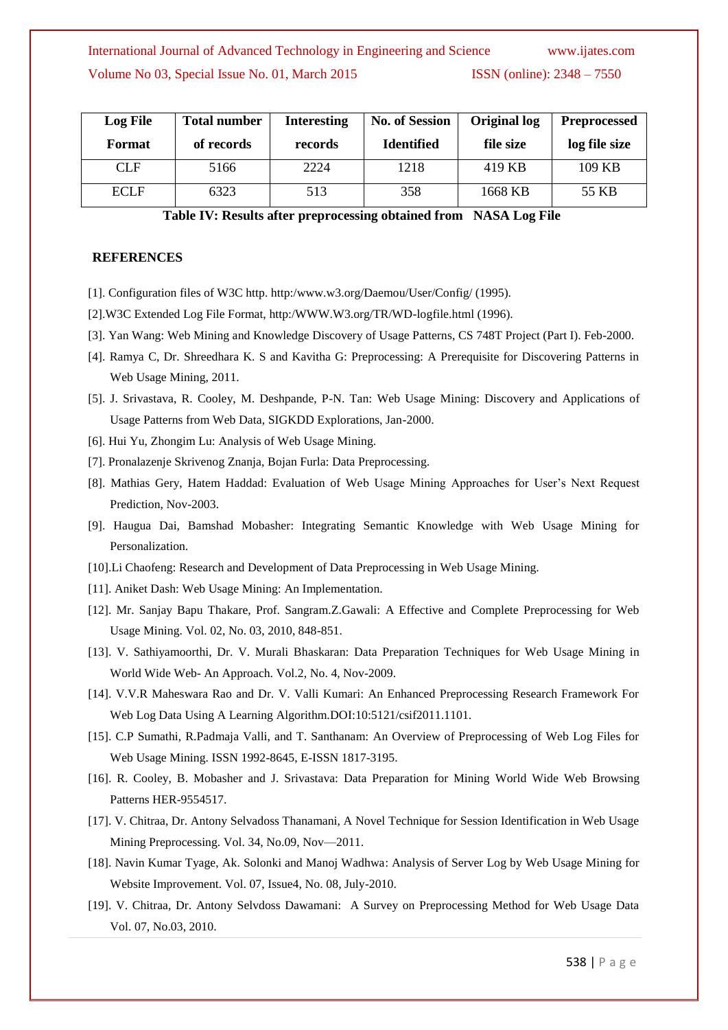| Log File Format | Total number of records | Interesting records | No. of Session Identified | Original log file size | Preprocessed log file size |
|---|---|---|---|---|---|
| CLF | 5166 | 2224 | 1218 | 419 KB | 109 KB |
| ECLF | 6323 | 513 | 358 | 1668 KB | 55 KB |

**Table IV: Results after preprocessing obtained from NASA Log File**

## REFERENCES

[1]. Configuration files of W3C http. http:/www.w3.org/Daemou/User/Config/ (1995).

[2].W3C Extended Log File Format, http:/WWW.W3.org/TR/WD-logfile.html (1996).

[3]. Yan Wang: Web Mining and Knowledge Discovery of Usage Patterns, CS 748T Project (Part I). Feb-2000.

[4]. Ramya C, Dr. Shreedhara K. S and Kavitha G: Preprocessing: A Prerequisite for Discovering Patterns in Web Usage Mining, 2011.

[5]. J. Srivastava, R. Cooley, M. Deshpande, P-N. Tan: Web Usage Mining: Discovery and Applications of Usage Patterns from Web Data, SIGKDD Explorations, Jan-2000.

[6]. Hui Yu, Zhongim Lu: Analysis of Web Usage Mining.

[7]. Pronalazenje Skrivenog Znanja, Bojan Furla: Data Preprocessing.

[8]. Mathias Gery, Hatem Haddad: Evaluation of Web Usage Mining Approaches for User's Next Request Prediction, Nov-2003.

[9]. Haugua Dai, Bamshad Mobasher: Integrating Semantic Knowledge with Web Usage Mining for Personalization.

[10].Li Chaofeng: Research and Development of Data Preprocessing in Web Usage Mining.

[11]. Aniket Dash: Web Usage Mining: An Implementation.

[12]. Mr. Sanjay Bapu Thakare, Prof. Sangram.Z.Gawali: A Effective and Complete Preprocessing for Web Usage Mining. Vol. 02, No. 03, 2010, 848-851.

[13]. V. Sathiyamoorthi, Dr. V. Murali Bhaskaran: Data Preparation Techniques for Web Usage Mining in World Wide Web- An Approach. Vol.2, No. 4, Nov-2009.

[14]. V.V.R Maheswara Rao and Dr. V. Valli Kumari: An Enhanced Preprocessing Research Framework For Web Log Data Using A Learning Algorithm.DOI:10:5121/csif2011.1101.

[15]. C.P Sumathi, R.Padmaja Valli, and T. Santhanam: An Overview of Preprocessing of Web Log Files for Web Usage Mining. ISSN 1992-8645, E-ISSN 1817-3195.

[16]. R. Cooley, B. Mobasher and J. Srivastava: Data Preparation for Mining World Wide Web Browsing Patterns HER-9554517.

[17]. V. Chitraa, Dr. Antony Selvadoss Thanamani, A Novel Technique for Session Identification in Web Usage Mining Preprocessing. Vol. 34, No.09, Nov—2011.

[18]. Navin Kumar Tyage, Ak. Solonki and Manoj Wadhwa: Analysis of Server Log by Web Usage Mining for Website Improvement. Vol. 07, Issue4, No. 08, July-2010.

[19]. V. Chitraa, Dr. Antony Selvdoss Dawamani: A Survey on Preprocessing Method for Web Usage Data Vol. 07, No.03, 2010.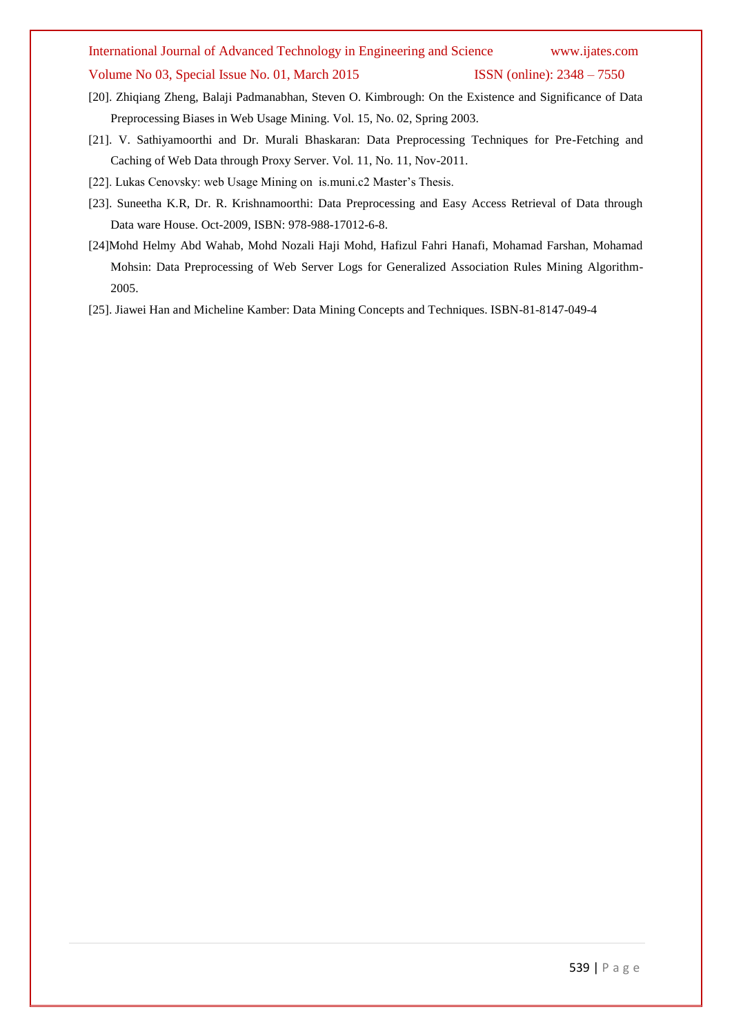[20]. Zhiqiang Zheng, Balaji Padmanabhan, Steven O. Kimbrough: On the Existence and Significance of Data Preprocessing Biases in Web Usage Mining. Vol. 15, No. 02, Spring 2003.

[21]. V. Sathiyamoorthi and Dr. Murali Bhaskaran: Data Preprocessing Techniques for Pre-Fetching and Caching of Web Data through Proxy Server. Vol. 11, No. 11, Nov-2011.

[22]. Lukas Cenovsky: web Usage Mining on is.muni.c2 Master's Thesis.

[23]. Suneetha K.R, Dr. R. Krishnamoorthi: Data Preprocessing and Easy Access Retrieval of Data through Data ware House. Oct-2009, ISBN: 978-988-17012-6-8.

[24]Mohd Helmy Abd Wahab, Mohd Nozali Haji Mohd, Hafizul Fahri Hanafi, Mohamad Farshan, Mohamad Mohsin: Data Preprocessing of Web Server Logs for Generalized Association Rules Mining Algorithm-2005.

[25]. Jiawei Han and Micheline Kamber: Data Mining Concepts and Techniques. ISBN-81-8147-049-4